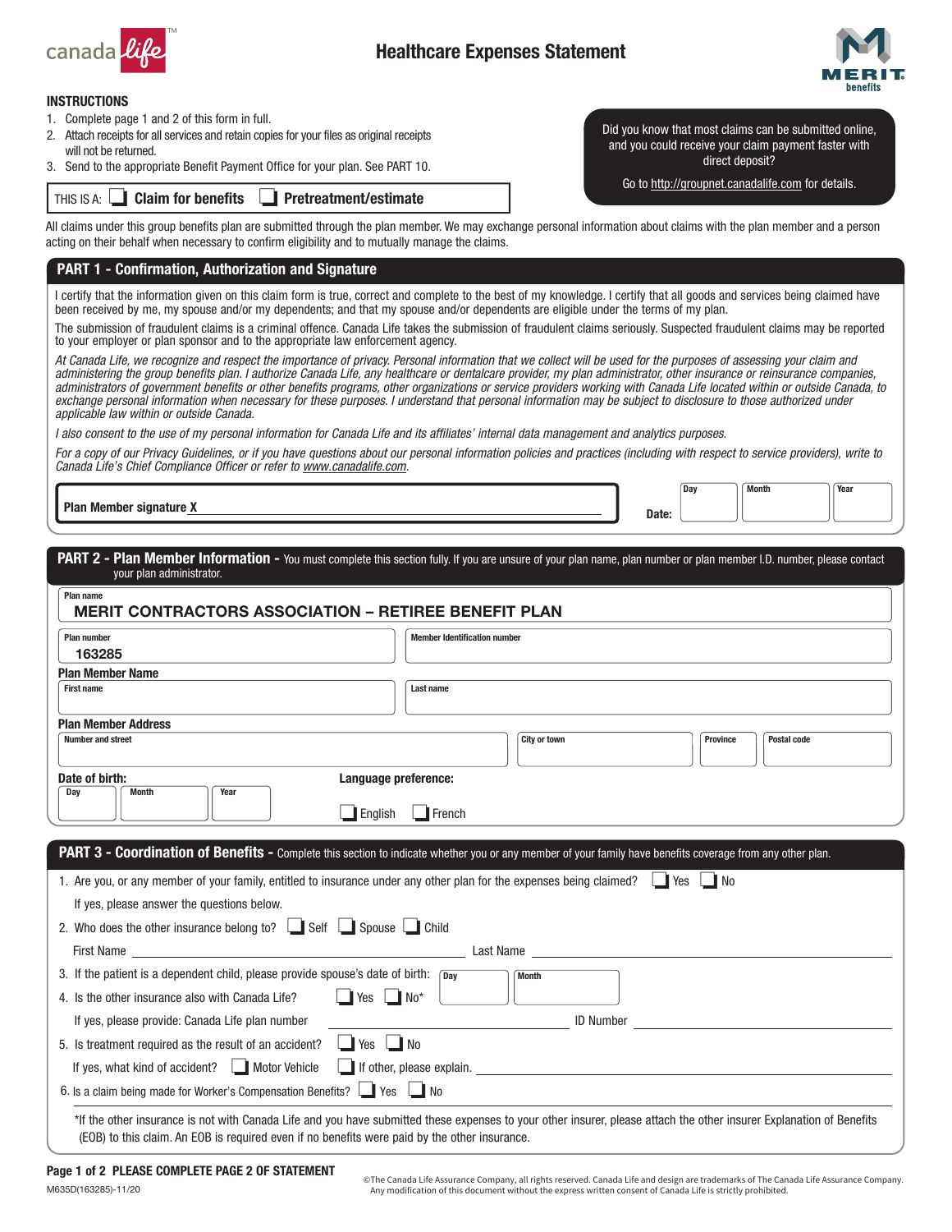canada life™

# Healthcare Expenses Statement

MERIT benefits

**INSTRUCTIONS**

1. Complete page 1 and 2 of this form in full.
2. Attach receipts for all services and retain copies for your files as original receipts will not be returned.
3. Send to the appropriate Benefit Payment Office for your plan. See PART 10.

THIS IS A: ☐ **Claim for benefits** ☐ **Pretreatment/estimate**

Did you know that most claims can be submitted online, and you could receive your claim payment faster with direct deposit?

Go to http://groupnet.canadalife.com for details.

All claims under this group benefits plan are submitted through the plan member. We may exchange personal information about claims with the plan member and a person acting on their behalf when necessary to confirm eligibility and to mutually manage the claims.

## PART 1 - Confirmation, Authorization and Signature

I certify that the information given on this claim form is true, correct and complete to the best of my knowledge. I certify that all goods and services being claimed have been received by me, my spouse and/or my dependents; and that my spouse and/or dependents are eligible under the terms of my plan.

The submission of fraudulent claims is a criminal offence. Canada Life takes the submission of fraudulent claims seriously. Suspected fraudulent claims may be reported to your employer or plan sponsor and to the appropriate law enforcement agency.

*At Canada Life, we recognize and respect the importance of privacy. Personal information that we collect will be used for the purposes of assessing your claim and administering the group benefits plan. I authorize Canada Life, any healthcare or dentalcare provider, my plan administrator, other insurance or reinsurance companies, administrators of government benefits or other benefits programs, other organizations or service providers working with Canada Life located within or outside Canada, to exchange personal information when necessary for these purposes. I understand that personal information may be subject to disclosure to those authorized under applicable law within or outside Canada.*

*I also consent to the use of my personal information for Canada Life and its affiliates' internal data management and analytics purposes.*

*For a copy of our Privacy Guidelines, or if you have questions about our personal information policies and practices (including with respect to service providers), write to Canada Life's Chief Compliance Officer or refer to www.canadalife.com.*

**Plan Member signature X** ______________________ **Date:** Day ____ Month ____ Year ____

## PART 2 - Plan Member Information - You must complete this section fully. If you are unsure of your plan name, plan number or plan member I.D. number, please contact your plan administrator.

**Plan name**
MERIT CONTRACTORS ASSOCIATION – RETIREE BENEFIT PLAN

**Plan number**
163285

**Member Identification number** ____

**Plan Member Name**

First name ____ Last name ____

**Plan Member Address**

Number and street ____ City or town ____ Province ____ Postal code ____

**Date of birth:** Day ____ Month ____ Year ____

**Language preference:** ☐ English ☐ French

## PART 3 - Coordination of Benefits - Complete this section to indicate whether you or any member of your family have benefits coverage from any other plan.

1. Are you, or any member of your family, entitled to insurance under any other plan for the expenses being claimed? ☐ Yes ☐ No

   If yes, please answer the questions below.

2. Who does the other insurance belong to? ☐ Self ☐ Spouse ☐ Child

   First Name ____________________ Last Name ____________________

3. If the patient is a dependent child, please provide spouse's date of birth: Day ____ Month ____
4. Is the other insurance also with Canada Life? ☐ Yes ☐ No*

   If yes, please provide: Canada Life plan number ____________________ ID Number ____________________

5. Is treatment required as the result of an accident? ☐ Yes ☐ No

   If yes, what kind of accident? ☐ Motor Vehicle ☐ If other, please explain. ____________________

6. Is a claim being made for Worker's Compensation Benefits? ☐ Yes ☐ No

*If the other insurance is not with Canada Life and you have submitted these expenses to your other insurer, please attach the other insurer Explanation of Benefits (EOB) to this claim. An EOB is required even if no benefits were paid by the other insurance.

**PLEASE COMPLETE PAGE 2 OF STATEMENT**

M635D(163285)-11/20

©The Canada Life Assurance Company, all rights reserved. Canada Life and design are trademarks of The Canada Life Assurance Company. Any modification of this document without the express written consent of Canada Life is strictly prohibited.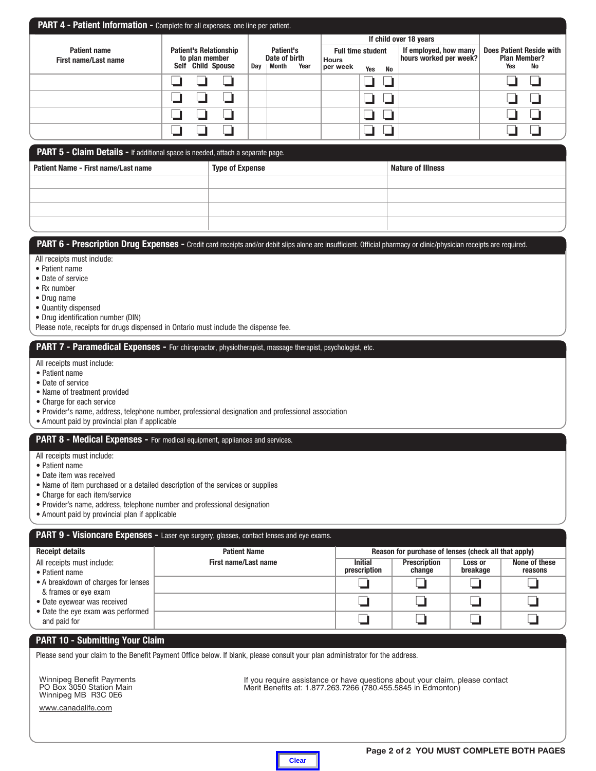## PART 4 - Patient Information - Complete for all expenses; one line per patient.

| Patient name First name/Last name | Patient's Relationship to plan member | | | Patient's Date of birth | | | If child over 18 years | | | | Does Patient Reside with Plan Member? | |
|---|---|---|---|---|---|---|---|---|---|---|---|---|
| | Self | Child | Spouse | Day | Month | Year | Full time student Hours per week | Yes | No | If employed, how many hours worked per week? | Yes | No |
| | ❏ | ❏ | ❏ | | | | | ❏ | ❏ | | ❏ | ❏ |
| | ❏ | ❏ | ❏ | | | | | ❏ | ❏ | | ❏ | ❏ |
| | ❏ | ❏ | ❏ | | | | | ❏ | ❏ | | ❏ | ❏ |
| | ❏ | ❏ | ❏ | | | | | ❏ | ❏ | | ❏ | ❏ |

## PART 5 - Claim Details - If additional space is needed, attach a separate page.

| Patient Name - First name/Last name | Type of Expense | Nature of Illness |
|---|---|---|
| | | |
| | | |
| | | |
| | | |

## PART 6 - Prescription Drug Expenses - Credit card receipts and/or debit slips alone are insufficient. Official pharmacy or clinic/physician receipts are required.

All receipts must include:

- Patient name
- Date of service
- Rx number
- Drug name
- Quantity dispensed
- Drug identification number (DIN)

Please note, receipts for drugs dispensed in Ontario must include the dispense fee.

## PART 7 - Paramedical Expenses - For chiropractor, physiotherapist, massage therapist, psychologist, etc.

All receipts must include:

- Patient name
- Date of service
- Name of treatment provided
- Charge for each service
- Provider's name, address, telephone number, professional designation and professional association
- Amount paid by provincial plan if applicable

## PART 8 - Medical Expenses - For medical equipment, appliances and services.

All receipts must include:

- Patient name
- Date item was received
- Name of item purchased or a detailed description of the services or supplies
- Charge for each item/service
- Provider's name, address, telephone number and professional designation
- Amount paid by provincial plan if applicable

## PART 9 - Visioncare Expenses - Laser eye surgery, glasses, contact lenses and eye exams.

**Receipt details**

All receipts must include:

- Patient name
- A breakdown of charges for lenses & frames or eye exam
- Date eyewear was received
- Date the eye exam was performed and paid for

| Patient Name First name/Last name | Reason for purchase of lenses (check all that apply) | | | |
|---|---|---|---|---|
| | Initial prescription | Prescription change | Loss or breakage | None of these reasons |
| | ❏ | ❏ | ❏ | ❏ |
| | ❏ | ❏ | ❏ | ❏ |
| | ❏ | ❏ | ❏ | ❏ |

## PART 10 - Submitting Your Claim

Please send your claim to the Benefit Payment Office below. If blank, please consult your plan administrator for the address.

Winnipeg Benefit Payments
PO Box 3050 Station Main
Winnipeg MB R3C 0E6

www.canadalife.com

If you require assistance or have questions about your claim, please contact Merit Benefits at: 1.877.263.7266 (780.455.5845 in Edmonton)

**YOU MUST COMPLETE BOTH PAGES**

Clear